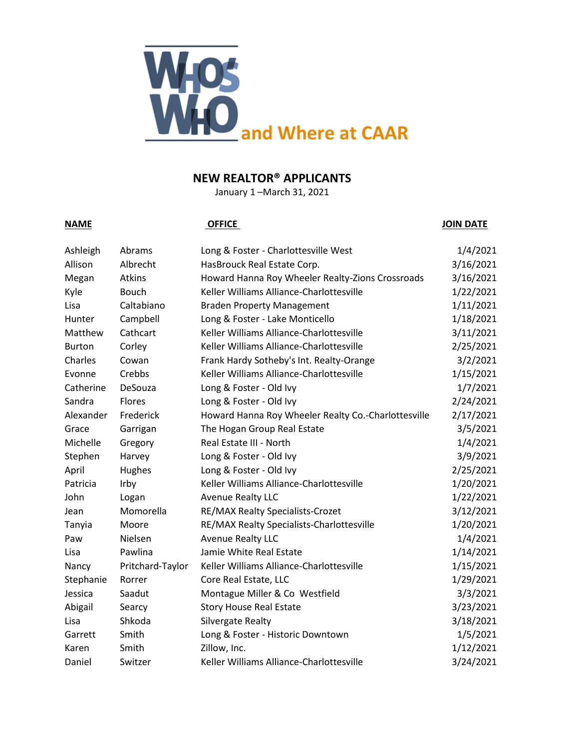# WHO'S WHO and Where at CAAR

## NEW REALTOR® APPLICANTS

January 1 –March 31, 2021

| NAME | | OFFICE | JOIN DATE |
|---|---|---|---|
| Ashleigh | Abrams | Long & Foster - Charlottesville West | 1/4/2021 |
| Allison | Albrecht | HasBrouck Real Estate Corp. | 3/16/2021 |
| Megan | Atkins | Howard Hanna Roy Wheeler Realty-Zions Crossroads | 3/16/2021 |
| Kyle | Bouch | Keller Williams Alliance-Charlottesville | 1/22/2021 |
| Lisa | Caltabiano | Braden Property Management | 1/11/2021 |
| Hunter | Campbell | Long & Foster - Lake Monticello | 1/18/2021 |
| Matthew | Cathcart | Keller Williams Alliance-Charlottesville | 3/11/2021 |
| Burton | Corley | Keller Williams Alliance-Charlottesville | 2/25/2021 |
| Charles | Cowan | Frank Hardy Sotheby's Int. Realty-Orange | 3/2/2021 |
| Evonne | Crebbs | Keller Williams Alliance-Charlottesville | 1/15/2021 |
| Catherine | DeSouza | Long & Foster - Old Ivy | 1/7/2021 |
| Sandra | Flores | Long & Foster - Old Ivy | 2/24/2021 |
| Alexander | Frederick | Howard Hanna Roy Wheeler Realty Co.-Charlottesville | 2/17/2021 |
| Grace | Garrigan | The Hogan Group Real Estate | 3/5/2021 |
| Michelle | Gregory | Real Estate III - North | 1/4/2021 |
| Stephen | Harvey | Long & Foster - Old Ivy | 3/9/2021 |
| April | Hughes | Long & Foster - Old Ivy | 2/25/2021 |
| Patricia | Irby | Keller Williams Alliance-Charlottesville | 1/20/2021 |
| John | Logan | Avenue Realty LLC | 1/22/2021 |
| Jean | Momorella | RE/MAX Realty Specialists-Crozet | 3/12/2021 |
| Tanyia | Moore | RE/MAX Realty Specialists-Charlottesville | 1/20/2021 |
| Paw | Nielsen | Avenue Realty LLC | 1/4/2021 |
| Lisa | Pawlina | Jamie White Real Estate | 1/14/2021 |
| Nancy | Pritchard-Taylor | Keller Williams Alliance-Charlottesville | 1/15/2021 |
| Stephanie | Rorrer | Core Real Estate, LLC | 1/29/2021 |
| Jessica | Saadut | Montague Miller & Co Westfield | 3/3/2021 |
| Abigail | Searcy | Story House Real Estate | 3/23/2021 |
| Lisa | Shkoda | Silvergate Realty | 3/18/2021 |
| Garrett | Smith | Long & Foster - Historic Downtown | 1/5/2021 |
| Karen | Smith | Zillow, Inc. | 1/12/2021 |
| Daniel | Switzer | Keller Williams Alliance-Charlottesville | 3/24/2021 |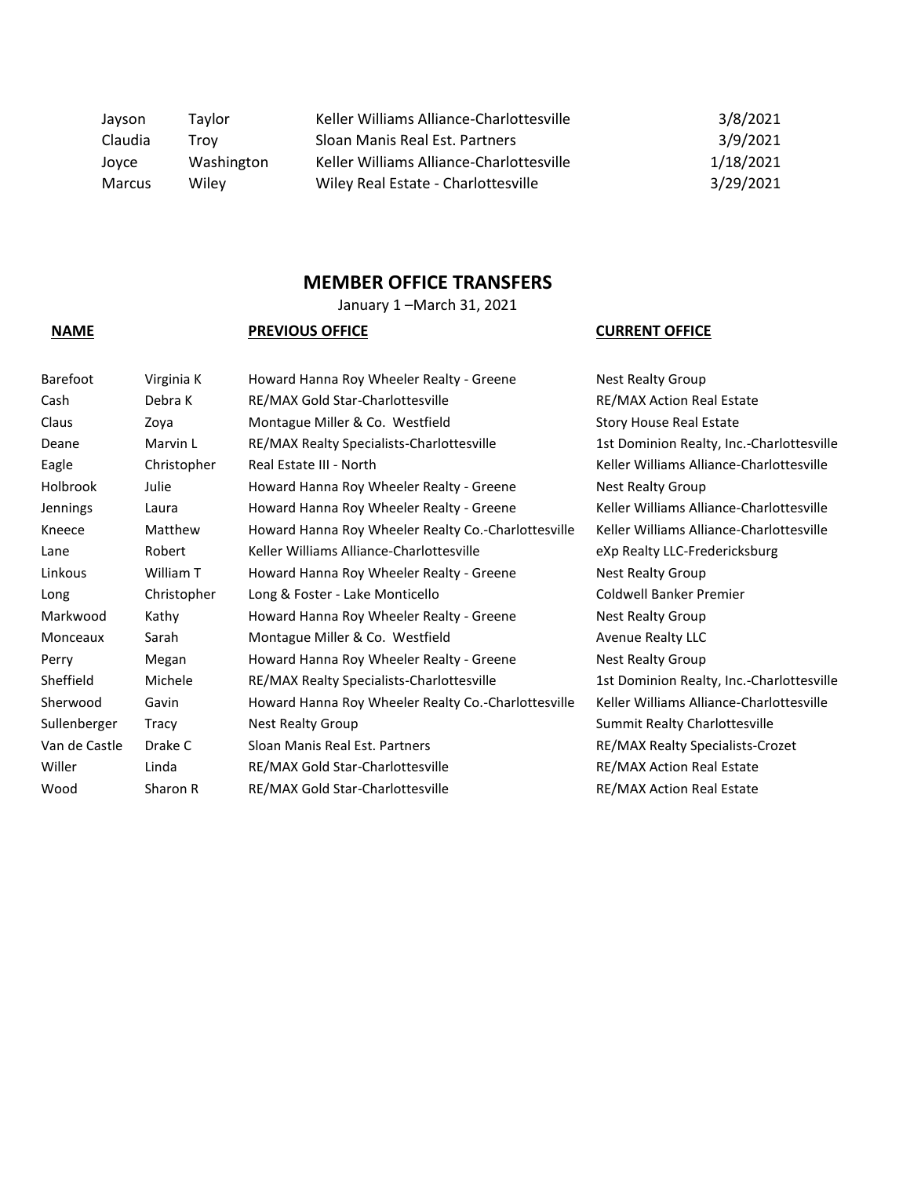| | | | |
|---|---|---|---|
| Jayson | Taylor | Keller Williams Alliance-Charlottesville | 3/8/2021 |
| Claudia | Troy | Sloan Manis Real Est. Partners | 3/9/2021 |
| Joyce | Washington | Keller Williams Alliance-Charlottesville | 1/18/2021 |
| Marcus | Wiley | Wiley Real Estate - Charlottesville | 3/29/2021 |

## MEMBER OFFICE TRANSFERS

January 1 –March 31, 2021

| **NAME** | | **PREVIOUS OFFICE** | **CURRENT OFFICE** |
|---|---|---|---|
| Barefoot | Virginia K | Howard Hanna Roy Wheeler Realty - Greene | Nest Realty Group |
| Cash | Debra K | RE/MAX Gold Star-Charlottesville | RE/MAX Action Real Estate |
| Claus | Zoya | Montague Miller & Co. Westfield | Story House Real Estate |
| Deane | Marvin L | RE/MAX Realty Specialists-Charlottesville | 1st Dominion Realty, Inc.-Charlottesville |
| Eagle | Christopher | Real Estate III - North | Keller Williams Alliance-Charlottesville |
| Holbrook | Julie | Howard Hanna Roy Wheeler Realty - Greene | Nest Realty Group |
| Jennings | Laura | Howard Hanna Roy Wheeler Realty - Greene | Keller Williams Alliance-Charlottesville |
| Kneece | Matthew | Howard Hanna Roy Wheeler Realty Co.-Charlottesville | Keller Williams Alliance-Charlottesville |
| Lane | Robert | Keller Williams Alliance-Charlottesville | eXp Realty LLC-Fredericksburg |
| Linkous | William T | Howard Hanna Roy Wheeler Realty - Greene | Nest Realty Group |
| Long | Christopher | Long & Foster - Lake Monticello | Coldwell Banker Premier |
| Markwood | Kathy | Howard Hanna Roy Wheeler Realty - Greene | Nest Realty Group |
| Monceaux | Sarah | Montague Miller & Co. Westfield | Avenue Realty LLC |
| Perry | Megan | Howard Hanna Roy Wheeler Realty - Greene | Nest Realty Group |
| Sheffield | Michele | RE/MAX Realty Specialists-Charlottesville | 1st Dominion Realty, Inc.-Charlottesville |
| Sherwood | Gavin | Howard Hanna Roy Wheeler Realty Co.-Charlottesville | Keller Williams Alliance-Charlottesville |
| Sullenberger | Tracy | Nest Realty Group | Summit Realty Charlottesville |
| Van de Castle | Drake C | Sloan Manis Real Est. Partners | RE/MAX Realty Specialists-Crozet |
| Willer | Linda | RE/MAX Gold Star-Charlottesville | RE/MAX Action Real Estate |
| Wood | Sharon R | RE/MAX Gold Star-Charlottesville | RE/MAX Action Real Estate |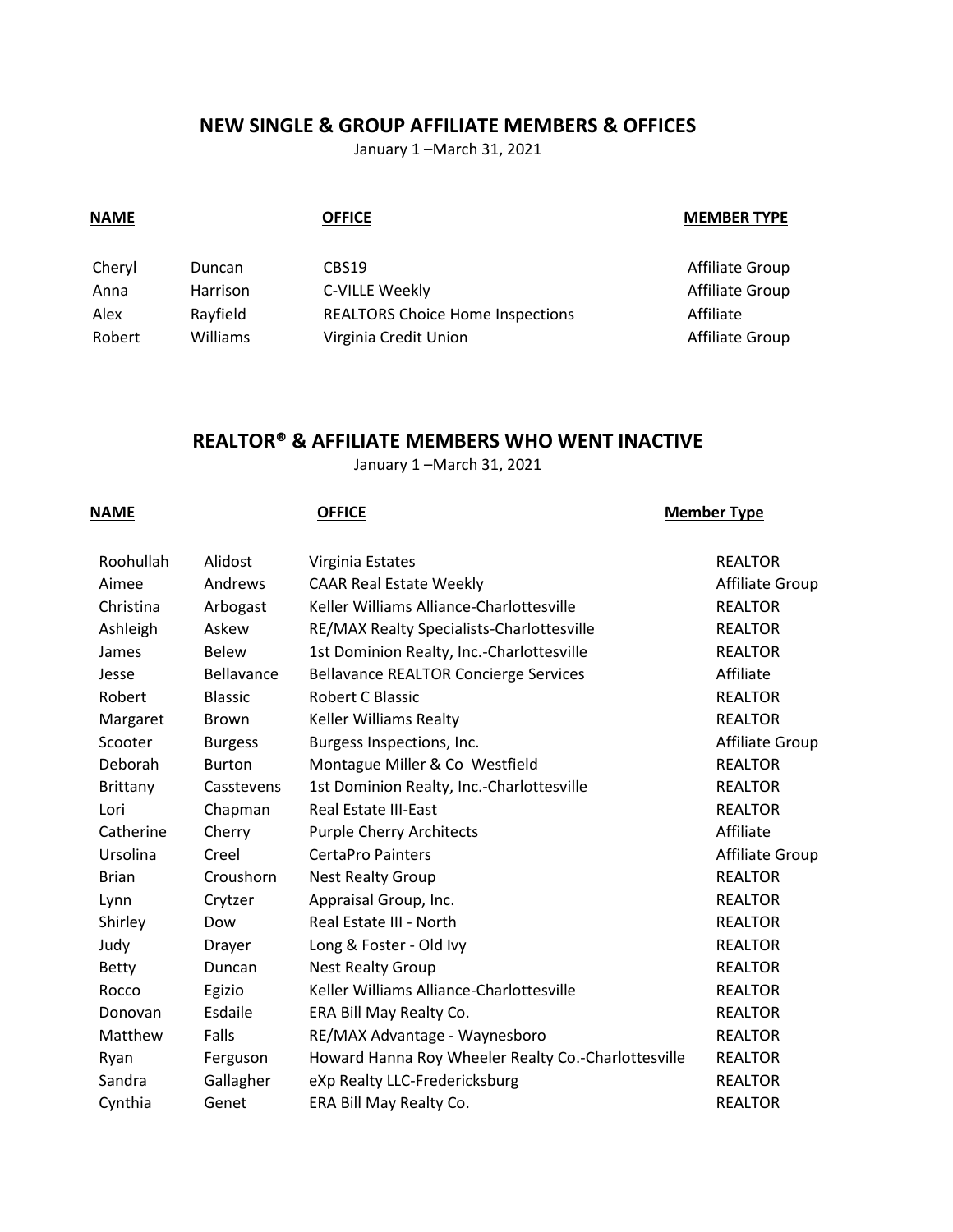## NEW SINGLE & GROUP AFFILIATE MEMBERS & OFFICES

January 1 –March 31, 2021

| NAME | | OFFICE | MEMBER TYPE |
|---|---|---|---|
| Cheryl | Duncan | CBS19 | Affiliate Group |
| Anna | Harrison | C-VILLE Weekly | Affiliate Group |
| Alex | Rayfield | REALTORS Choice Home Inspections | Affiliate |
| Robert | Williams | Virginia Credit Union | Affiliate Group |

## REALTOR® & AFFILIATE MEMBERS WHO WENT INACTIVE

January 1 –March 31, 2021

| NAME | | OFFICE | Member Type |
|---|---|---|---|
| Roohullah | Alidost | Virginia Estates | REALTOR |
| Aimee | Andrews | CAAR Real Estate Weekly | Affiliate Group |
| Christina | Arbogast | Keller Williams Alliance-Charlottesville | REALTOR |
| Ashleigh | Askew | RE/MAX Realty Specialists-Charlottesville | REALTOR |
| James | Belew | 1st Dominion Realty, Inc.-Charlottesville | REALTOR |
| Jesse | Bellavance | Bellavance REALTOR Concierge Services | Affiliate |
| Robert | Blassic | Robert C Blassic | REALTOR |
| Margaret | Brown | Keller Williams Realty | REALTOR |
| Scooter | Burgess | Burgess Inspections, Inc. | Affiliate Group |
| Deborah | Burton | Montague Miller & Co Westfield | REALTOR |
| Brittany | Casstevens | 1st Dominion Realty, Inc.-Charlottesville | REALTOR |
| Lori | Chapman | Real Estate III-East | REALTOR |
| Catherine | Cherry | Purple Cherry Architects | Affiliate |
| Ursolina | Creel | CertaPro Painters | Affiliate Group |
| Brian | Croushorn | Nest Realty Group | REALTOR |
| Lynn | Crytzer | Appraisal Group, Inc. | REALTOR |
| Shirley | Dow | Real Estate III - North | REALTOR |
| Judy | Drayer | Long & Foster - Old Ivy | REALTOR |
| Betty | Duncan | Nest Realty Group | REALTOR |
| Rocco | Egizio | Keller Williams Alliance-Charlottesville | REALTOR |
| Donovan | Esdaile | ERA Bill May Realty Co. | REALTOR |
| Matthew | Falls | RE/MAX Advantage - Waynesboro | REALTOR |
| Ryan | Ferguson | Howard Hanna Roy Wheeler Realty Co.-Charlottesville | REALTOR |
| Sandra | Gallagher | eXp Realty LLC-Fredericksburg | REALTOR |
| Cynthia | Genet | ERA Bill May Realty Co. | REALTOR |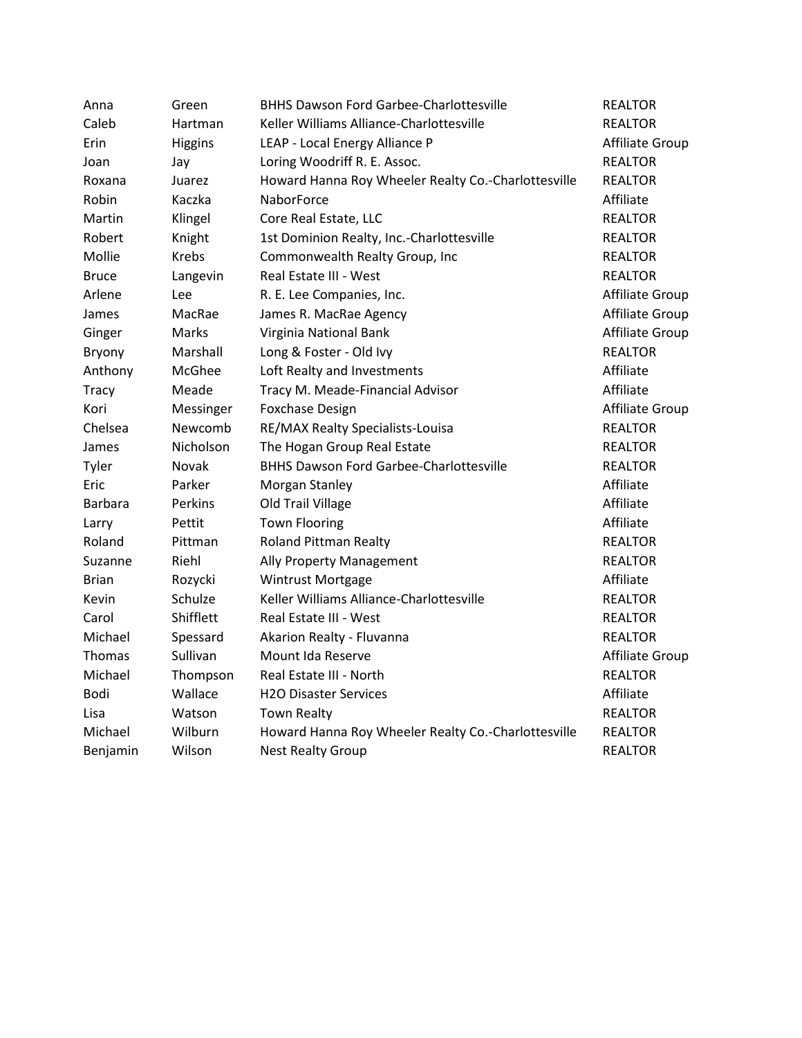| | | | |
|---|---|---|---|
| Anna | Green | BHHS Dawson Ford Garbee-Charlottesville | REALTOR |
| Caleb | Hartman | Keller Williams Alliance-Charlottesville | REALTOR |
| Erin | Higgins | LEAP - Local Energy Alliance P | Affiliate Group |
| Joan | Jay | Loring Woodriff R. E. Assoc. | REALTOR |
| Roxana | Juarez | Howard Hanna Roy Wheeler Realty Co.-Charlottesville | REALTOR |
| Robin | Kaczka | NaborForce | Affiliate |
| Martin | Klingel | Core Real Estate, LLC | REALTOR |
| Robert | Knight | 1st Dominion Realty, Inc.-Charlottesville | REALTOR |
| Mollie | Krebs | Commonwealth Realty Group, Inc | REALTOR |
| Bruce | Langevin | Real Estate III - West | REALTOR |
| Arlene | Lee | R. E. Lee Companies, Inc. | Affiliate Group |
| James | MacRae | James R. MacRae Agency | Affiliate Group |
| Ginger | Marks | Virginia National Bank | Affiliate Group |
| Bryony | Marshall | Long & Foster - Old Ivy | REALTOR |
| Anthony | McGhee | Loft Realty and Investments | Affiliate |
| Tracy | Meade | Tracy M. Meade-Financial Advisor | Affiliate |
| Kori | Messinger | Foxchase Design | Affiliate Group |
| Chelsea | Newcomb | RE/MAX Realty Specialists-Louisa | REALTOR |
| James | Nicholson | The Hogan Group Real Estate | REALTOR |
| Tyler | Novak | BHHS Dawson Ford Garbee-Charlottesville | REALTOR |
| Eric | Parker | Morgan Stanley | Affiliate |
| Barbara | Perkins | Old Trail Village | Affiliate |
| Larry | Pettit | Town Flooring | Affiliate |
| Roland | Pittman | Roland Pittman Realty | REALTOR |
| Suzanne | Riehl | Ally Property Management | REALTOR |
| Brian | Rozycki | Wintrust Mortgage | Affiliate |
| Kevin | Schulze | Keller Williams Alliance-Charlottesville | REALTOR |
| Carol | Shifflett | Real Estate III - West | REALTOR |
| Michael | Spessard | Akarion Realty - Fluvanna | REALTOR |
| Thomas | Sullivan | Mount Ida Reserve | Affiliate Group |
| Michael | Thompson | Real Estate III - North | REALTOR |
| Bodi | Wallace | H2O Disaster Services | Affiliate |
| Lisa | Watson | Town Realty | REALTOR |
| Michael | Wilburn | Howard Hanna Roy Wheeler Realty Co.-Charlottesville | REALTOR |
| Benjamin | Wilson | Nest Realty Group | REALTOR |